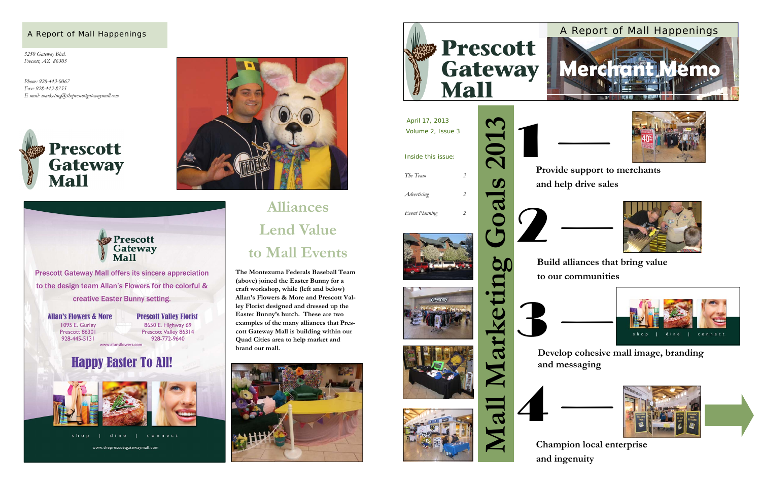A Report of Mall Happenings

*3250 Gateway Blvd.*
*Prescott, AZ 86303*

*Phone: 928-443-0067*
*Fax: 928-443-8755*
*E-mail: marketing@theprescottgatewaymall.com*

**Prescott Gateway Mall**

**Prescott Gateway Mall**

Prescott Gateway Mall offers its sincere appreciation to the design team Allan's Flowers for the colorful & creative Easter Bunny setting.

**Allan's Flowers & More**
1095 E. Gurley
Prescott 86301
928-445-5131
www.allansflowers.com

**Prescott Valley Florist**
8650 E. Highway 69
Prescott Valley 86314
928-772-9640

**Happy Easter To All!**

shop | dine | connect

www.theprescottgatewaymall.com

## Alliances Lend Value to Mall Events

**The Montezuma Federals Baseball Team (above) joined the Easter Bunny for a craft workshop, while (left and below) Allan's Flowers & More and Prescott Valley Florist designed and dressed up the Easter Bunny's hutch. These are two examples of the many alliances that Prescott Gateway Mall is building within our Quad Cities area to help market and brand our mall.**

# Prescott Gateway Mall

A Report of Mall Happenings

# Merchant Memo

April 17, 2013
Volume 2, Issue 3

Inside this issue:

| | |
|---|---|
| *The Team* | 2 |
| *Advertising* | 2 |
| *Event Planning* | 2 |

## Mall Marketing Goals 2013

**1** — **Provide support to merchants and help drive sales**

**2** — **Build alliances that bring value to our communities**

**3** — **Develop cohesive mall image, branding and messaging**

shop | dine | connect

**4** — **Champion local enterprise and ingenuity**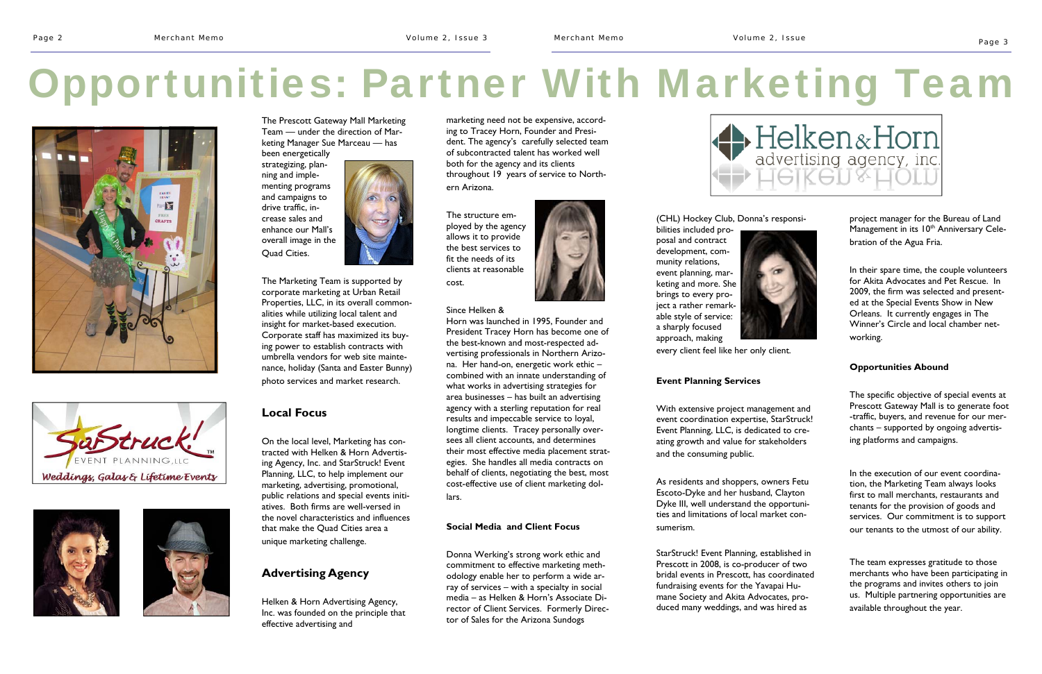# Opportunities: Partner With Marketing Team

The Prescott Gateway Mall Marketing Team — under the direction of Marketing Manager Sue Marceau — has been energetically strategizing, planning and implementing programs and campaigns to drive traffic, increase sales and enhance our Mall's overall image in the Quad Cities.

The Marketing Team is supported by corporate marketing at Urban Retail Properties, LLC, in its overall commonalities while utilizing local talent and insight for market-based execution. Corporate staff has maximized its buying power to establish contracts with umbrella vendors for web site maintenance, holiday (Santa and Easter Bunny) photo services and market research.

## Local Focus

On the local level, Marketing has contracted with Helken & Horn Advertising Agency, Inc. and StarStruck! Event Planning, LLC, to help implement our marketing, advertising, promotional, public relations and special events initiatives. Both firms are well-versed in the novel characteristics and influences that make the Quad Cities area a unique marketing challenge.

## Advertising Agency

Helken & Horn Advertising Agency, Inc. was founded on the principle that effective advertising and marketing need not be expensive, according to Tracey Horn, Founder and President. The agency's carefully selected team of subcontracted talent has worked well both for the agency and its clients throughout 19 years of service to Northern Arizona.

The structure employed by the agency allows it to provide the best services to fit the needs of its clients at reasonable cost.

Since Helken & Horn was launched in 1995, Founder and President Tracey Horn has become one of the best-known and most-respected advertising professionals in Northern Arizona. Her hand-on, energetic work ethic – combined with an innate understanding of what works in advertising strategies for area businesses – has built an advertising agency with a sterling reputation for real results and impeccable service to loyal, longtime clients. Tracey personally oversees all client accounts, and determines their most effective media placement strategies. She handles all media contracts on behalf of clients, negotiating the best, most cost-effective use of client marketing dollars.

### Social Media and Client Focus

Donna Werking's strong work ethic and commitment to effective marketing methodology enable her to perform a wide array of services – with a specialty in social media – as Helken & Horn's Associate Director of Client Services. Formerly Director of Sales for the Arizona Sundogs (CHL) Hockey Club, Donna's responsibilities included proposal and contract development, community relations, event planning, marketing and more. She brings to every project a rather remarkable style of service: a sharply focused approach, making every client feel like her only client.

### Event Planning Services

With extensive project management and event coordination expertise, StarStruck! Event Planning, LLC, is dedicated to creating growth and value for stakeholders and the consuming public.

As residents and shoppers, owners Fetu Escoto-Dyke and her husband, Clayton Dyke III, well understand the opportunities and limitations of local market consumerism.

StarStruck! Event Planning, established in Prescott in 2008, is co-producer of two bridal events in Prescott, has coordinated fundraising events for the Yavapai Humane Society and Akita Advocates, produced many weddings, and was hired as project manager for the Bureau of Land Management in its 10th Anniversary Celebration of the Agua Fria.

In their spare time, the couple volunteers for Akita Advocates and Pet Rescue. In 2009, the firm was selected and presented at the Special Events Show in New Orleans. It currently engages in The Winner's Circle and local chamber networking.

### Opportunities Abound

The specific objective of special events at Prescott Gateway Mall is to generate foot-traffic, buyers, and revenue for our merchants – supported by ongoing advertising platforms and campaigns.

In the execution of our event coordination, the Marketing Team always looks first to mall merchants, restaurants and tenants for the provision of goods and services. Our commitment is to support our tenants to the utmost of our ability.

The team expresses gratitude to those merchants who have been participating in the programs and invites others to join us. Multiple partnering opportunities are available throughout the year.